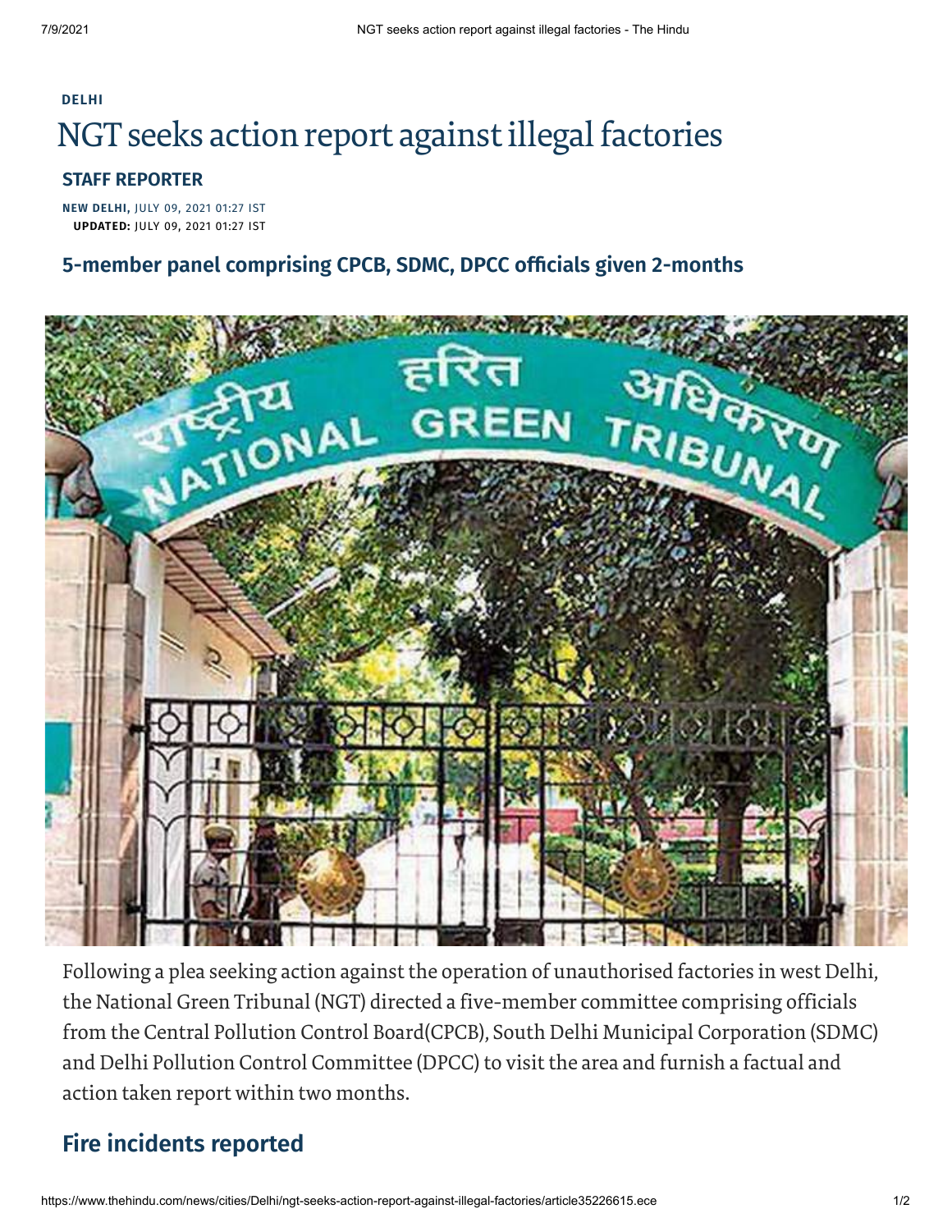DELHI

# NGT seeks action report against illegal factories

**STAFF REPORTER**

NEW DELHI, JULY 09, 2021 01:27 IST
UPDATED: JULY 09, 2021 01:27 IST

## 5-member panel comprising CPCB, SDMC, DPCC officials given 2-months

Following a plea seeking action against the operation of unauthorised factories in west Delhi, the National Green Tribunal (NGT) directed a five-member committee comprising officials from the Central Pollution Control Board(CPCB), South Delhi Municipal Corporation (SDMC) and Delhi Pollution Control Committee (DPCC) to visit the area and furnish a factual and action taken report within two months.

## Fire incidents reported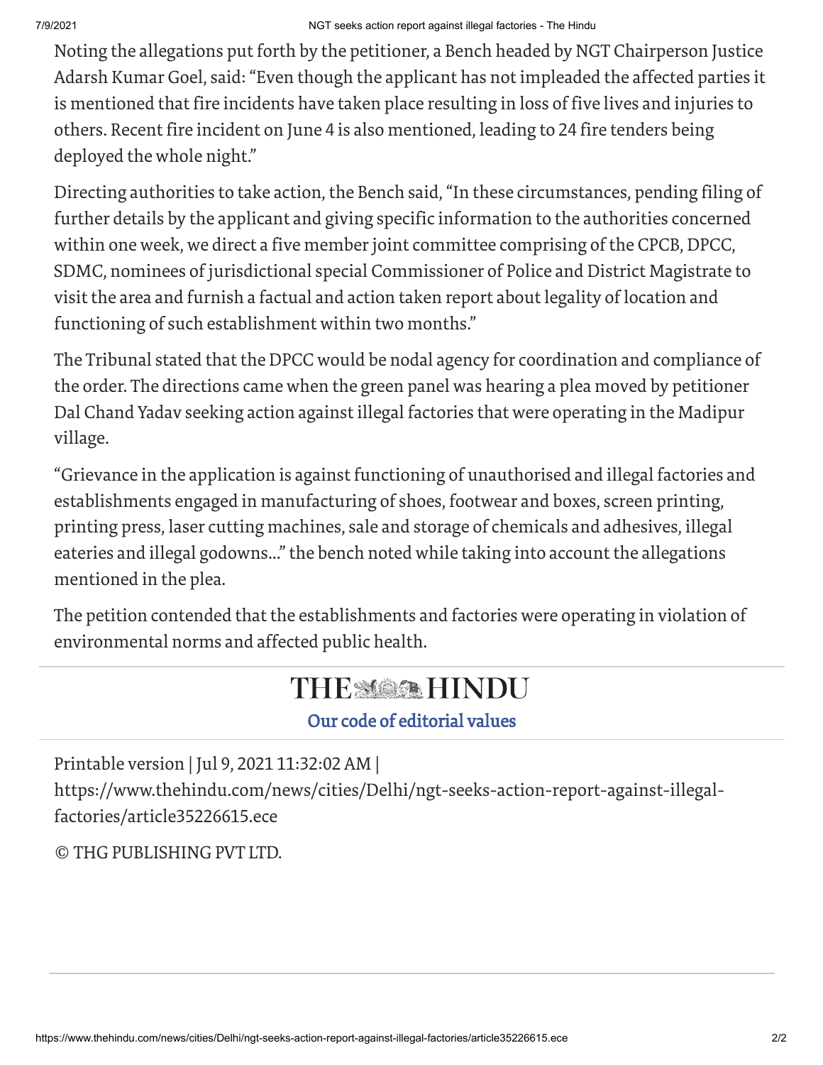Noting the allegations put forth by the petitioner, a Bench headed by NGT Chairperson Justice Adarsh Kumar Goel, said: "Even though the applicant has not impleaded the affected parties it is mentioned that fire incidents have taken place resulting in loss of five lives and injuries to others. Recent fire incident on June 4 is also mentioned, leading to 24 fire tenders being deployed the whole night."

Directing authorities to take action, the Bench said, "In these circumstances, pending filing of further details by the applicant and giving specific information to the authorities concerned within one week, we direct a five member joint committee comprising of the CPCB, DPCC, SDMC, nominees of jurisdictional special Commissioner of Police and District Magistrate to visit the area and furnish a factual and action taken report about legality of location and functioning of such establishment within two months."

The Tribunal stated that the DPCC would be nodal agency for coordination and compliance of the order. The directions came when the green panel was hearing a plea moved by petitioner Dal Chand Yadav seeking action against illegal factories that were operating in the Madipur village.

"Grievance in the application is against functioning of unauthorised and illegal factories and establishments engaged in manufacturing of shoes, footwear and boxes, screen printing, printing press, laser cutting machines, sale and storage of chemicals and adhesives, illegal eateries and illegal godowns..." the bench noted while taking into account the allegations mentioned in the plea.

The petition contended that the establishments and factories were operating in violation of environmental norms and affected public health.

THE HINDU

Our code of editorial values

Printable version | Jul 9, 2021 11:32:02 AM | https://www.thehindu.com/news/cities/Delhi/ngt-seeks-action-report-against-illegal-factories/article35226615.ece

© THG PUBLISHING PVT LTD.